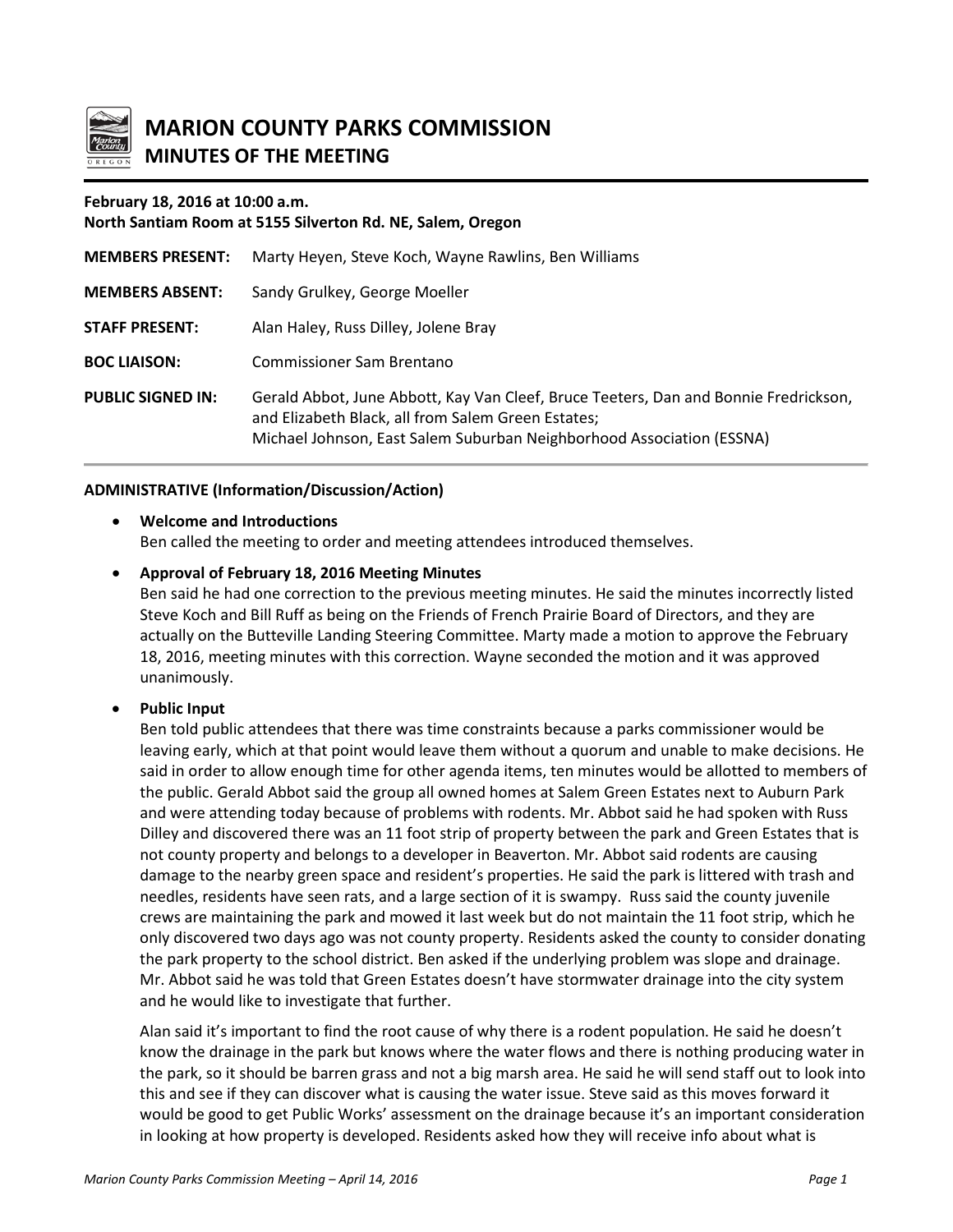# MARION COUNTY PARKS COMMISSION

## MINUTES OF THE MEETING

**February 18, 2016 at 10:00 a.m.**
**North Santiam Room at 5155 Silverton Rd. NE, Salem, Oregon**

| | |
|---|---|
| **MEMBERS PRESENT:** | Marty Heyen, Steve Koch, Wayne Rawlins, Ben Williams |
| **MEMBERS ABSENT:** | Sandy Grulkey, George Moeller |
| **STAFF PRESENT:** | Alan Haley, Russ Dilley, Jolene Bray |
| **BOC LIAISON:** | Commissioner Sam Brentano |
| **PUBLIC SIGNED IN:** | Gerald Abbot, June Abbott, Kay Van Cleef, Bruce Teeters, Dan and Bonnie Fredrickson, and Elizabeth Black, all from Salem Green Estates; Michael Johnson, East Salem Suburban Neighborhood Association (ESSNA) |

**ADMINISTRATIVE (Information/Discussion/Action)**

- **Welcome and Introductions**
  Ben called the meeting to order and meeting attendees introduced themselves.

- **Approval of February 18, 2016 Meeting Minutes**
  Ben said he had one correction to the previous meeting minutes. He said the minutes incorrectly listed Steve Koch and Bill Ruff as being on the Friends of French Prairie Board of Directors, and they are actually on the Butteville Landing Steering Committee. Marty made a motion to approve the February 18, 2016, meeting minutes with this correction. Wayne seconded the motion and it was approved unanimously.

- **Public Input**
  Ben told public attendees that there was time constraints because a parks commissioner would be leaving early, which at that point would leave them without a quorum and unable to make decisions. He said in order to allow enough time for other agenda items, ten minutes would be allotted to members of the public. Gerald Abbot said the group all owned homes at Salem Green Estates next to Auburn Park and were attending today because of problems with rodents. Mr. Abbot said he had spoken with Russ Dilley and discovered there was an 11 foot strip of property between the park and Green Estates that is not county property and belongs to a developer in Beaverton. Mr. Abbot said rodents are causing damage to the nearby green space and resident's properties. He said the park is littered with trash and needles, residents have seen rats, and a large section of it is swampy. Russ said the county juvenile crews are maintaining the park and mowed it last week but do not maintain the 11 foot strip, which he only discovered two days ago was not county property. Residents asked the county to consider donating the park property to the school district. Ben asked if the underlying problem was slope and drainage. Mr. Abbot said he was told that Green Estates doesn't have stormwater drainage into the city system and he would like to investigate that further.

  Alan said it's important to find the root cause of why there is a rodent population. He said he doesn't know the drainage in the park but knows where the water flows and there is nothing producing water in the park, so it should be barren grass and not a big marsh area. He said he will send staff out to look into this and see if they can discover what is causing the water issue. Steve said as this moves forward it would be good to get Public Works' assessment on the drainage because it's an important consideration in looking at how property is developed. Residents asked how they will receive info about what is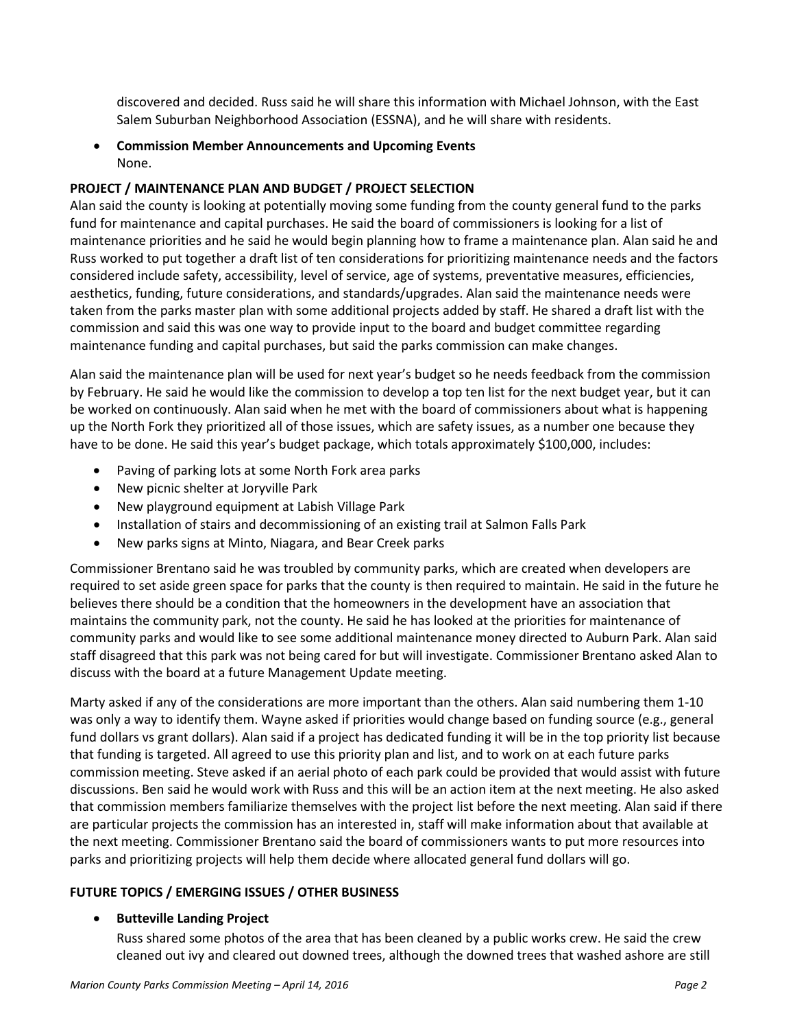discovered and decided. Russ said he will share this information with Michael Johnson, with the East Salem Suburban Neighborhood Association (ESSNA), and he will share with residents.

- **Commission Member Announcements and Upcoming Events**
  None.

**PROJECT / MAINTENANCE PLAN AND BUDGET / PROJECT SELECTION**

Alan said the county is looking at potentially moving some funding from the county general fund to the parks fund for maintenance and capital purchases. He said the board of commissioners is looking for a list of maintenance priorities and he said he would begin planning how to frame a maintenance plan. Alan said he and Russ worked to put together a draft list of ten considerations for prioritizing maintenance needs and the factors considered include safety, accessibility, level of service, age of systems, preventative measures, efficiencies, aesthetics, funding, future considerations, and standards/upgrades. Alan said the maintenance needs were taken from the parks master plan with some additional projects added by staff. He shared a draft list with the commission and said this was one way to provide input to the board and budget committee regarding maintenance funding and capital purchases, but said the parks commission can make changes.

Alan said the maintenance plan will be used for next year's budget so he needs feedback from the commission by February. He said he would like the commission to develop a top ten list for the next budget year, but it can be worked on continuously. Alan said when he met with the board of commissioners about what is happening up the North Fork they prioritized all of those issues, which are safety issues, as a number one because they have to be done. He said this year's budget package, which totals approximately $100,000, includes:

- Paving of parking lots at some North Fork area parks
- New picnic shelter at Joryville Park
- New playground equipment at Labish Village Park
- Installation of stairs and decommissioning of an existing trail at Salmon Falls Park
- New parks signs at Minto, Niagara, and Bear Creek parks

Commissioner Brentano said he was troubled by community parks, which are created when developers are required to set aside green space for parks that the county is then required to maintain. He said in the future he believes there should be a condition that the homeowners in the development have an association that maintains the community park, not the county. He said he has looked at the priorities for maintenance of community parks and would like to see some additional maintenance money directed to Auburn Park. Alan said staff disagreed that this park was not being cared for but will investigate. Commissioner Brentano asked Alan to discuss with the board at a future Management Update meeting.

Marty asked if any of the considerations are more important than the others. Alan said numbering them 1-10 was only a way to identify them. Wayne asked if priorities would change based on funding source (e.g., general fund dollars vs grant dollars). Alan said if a project has dedicated funding it will be in the top priority list because that funding is targeted. All agreed to use this priority plan and list, and to work on at each future parks commission meeting. Steve asked if an aerial photo of each park could be provided that would assist with future discussions. Ben said he would work with Russ and this will be an action item at the next meeting. He also asked that commission members familiarize themselves with the project list before the next meeting. Alan said if there are particular projects the commission has an interested in, staff will make information about that available at the next meeting. Commissioner Brentano said the board of commissioners wants to put more resources into parks and prioritizing projects will help them decide where allocated general fund dollars will go.

**FUTURE TOPICS / EMERGING ISSUES / OTHER BUSINESS**

- **Butteville Landing Project**
  Russ shared some photos of the area that has been cleaned by a public works crew. He said the crew cleaned out ivy and cleared out downed trees, although the downed trees that washed ashore are still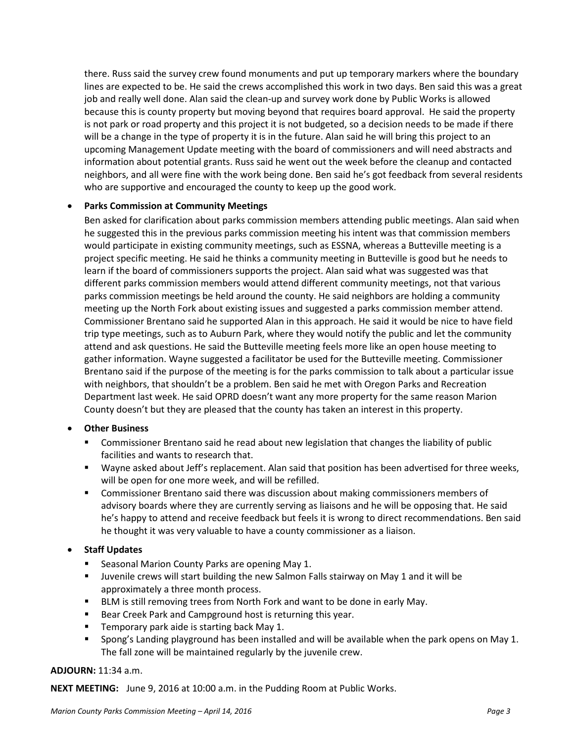there. Russ said the survey crew found monuments and put up temporary markers where the boundary lines are expected to be. He said the crews accomplished this work in two days. Ben said this was a great job and really well done. Alan said the clean-up and survey work done by Public Works is allowed because this is county property but moving beyond that requires board approval. He said the property is not park or road property and this project it is not budgeted, so a decision needs to be made if there will be a change in the type of property it is in the future. Alan said he will bring this project to an upcoming Management Update meeting with the board of commissioners and will need abstracts and information about potential grants. Russ said he went out the week before the cleanup and contacted neighbors, and all were fine with the work being done. Ben said he's got feedback from several residents who are supportive and encouraged the county to keep up the good work.

- **Parks Commission at Community Meetings**

  Ben asked for clarification about parks commission members attending public meetings. Alan said when he suggested this in the previous parks commission meeting his intent was that commission members would participate in existing community meetings, such as ESSNA, whereas a Butteville meeting is a project specific meeting. He said he thinks a community meeting in Butteville is good but he needs to learn if the board of commissioners supports the project. Alan said what was suggested was that different parks commission members would attend different community meetings, not that various parks commission meetings be held around the county. He said neighbors are holding a community meeting up the North Fork about existing issues and suggested a parks commission member attend. Commissioner Brentano said he supported Alan in this approach. He said it would be nice to have field trip type meetings, such as to Auburn Park, where they would notify the public and let the community attend and ask questions. He said the Butteville meeting feels more like an open house meeting to gather information. Wayne suggested a facilitator be used for the Butteville meeting. Commissioner Brentano said if the purpose of the meeting is for the parks commission to talk about a particular issue with neighbors, that shouldn't be a problem. Ben said he met with Oregon Parks and Recreation Department last week. He said OPRD doesn't want any more property for the same reason Marion County doesn't but they are pleased that the county has taken an interest in this property.

- **Other Business**
  - Commissioner Brentano said he read about new legislation that changes the liability of public facilities and wants to research that.
  - Wayne asked about Jeff's replacement. Alan said that position has been advertised for three weeks, will be open for one more week, and will be refilled.
  - Commissioner Brentano said there was discussion about making commissioners members of advisory boards where they are currently serving as liaisons and he will be opposing that. He said he's happy to attend and receive feedback but feels it is wrong to direct recommendations. Ben said he thought it was very valuable to have a county commissioner as a liaison.

- **Staff Updates**
  - Seasonal Marion County Parks are opening May 1.
  - Juvenile crews will start building the new Salmon Falls stairway on May 1 and it will be approximately a three month process.
  - BLM is still removing trees from North Fork and want to be done in early May.
  - Bear Creek Park and Campground host is returning this year.
  - Temporary park aide is starting back May 1.
  - Spong's Landing playground has been installed and will be available when the park opens on May 1. The fall zone will be maintained regularly by the juvenile crew.

**ADJOURN:** 11:34 a.m.

**NEXT MEETING:** June 9, 2016 at 10:00 a.m. in the Pudding Room at Public Works.